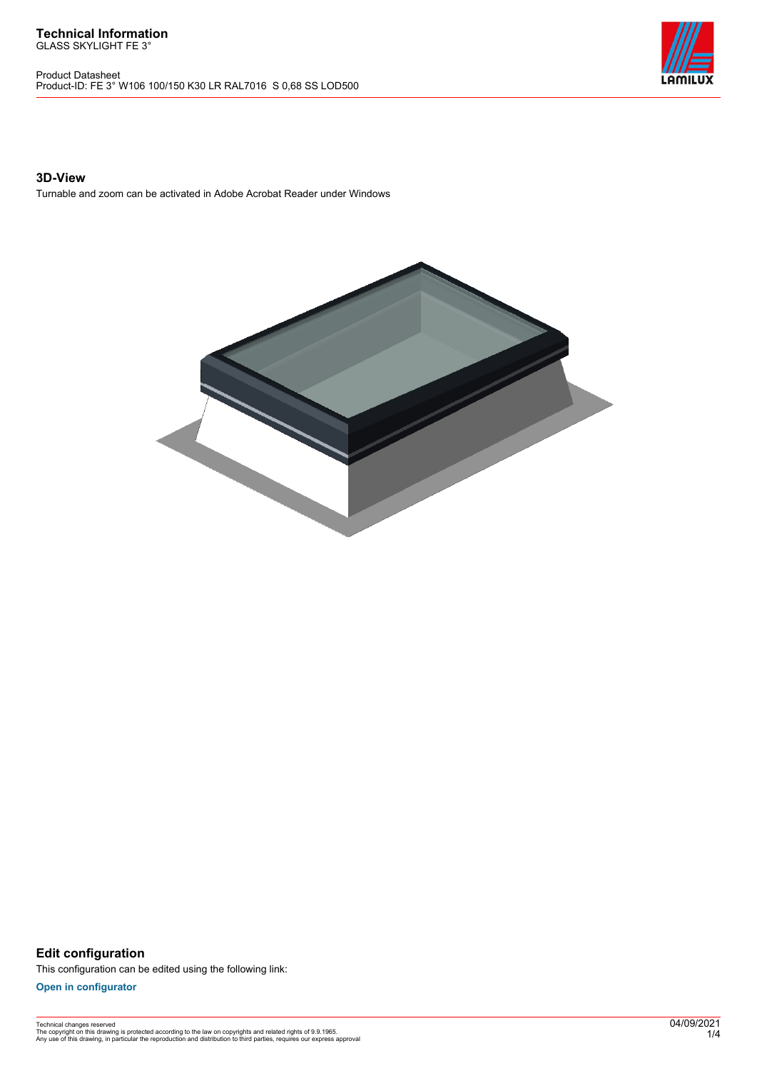# Technical Information

GLASS SKYLIGHT FE 3°

Product Datasheet
Product-ID: FE 3° W106 100/150 K30 LR RAL7016 S 0,68 SS LOD500

## 3D-View

Turnable and zoom can be activated in Adobe Acrobat Reader under Windows

## Edit configuration

This configuration can be edited using the following link:

**Open in configurator**

Technical changes reserved
The copyright on this drawing is protected according to the law on copyrights and related rights of 9.9.1965.
Any use of this drawing, in particular the reproduction and distribution to third parties, requires our express approval

04/09/2021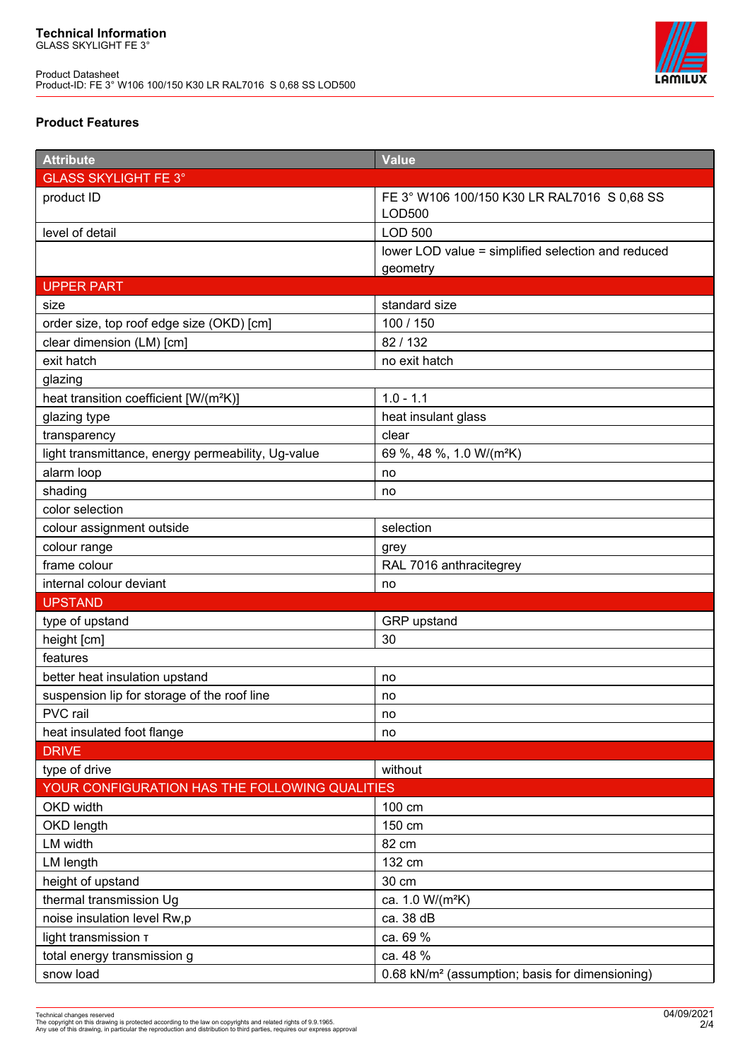# Technical Information
GLASS SKYLIGHT FE 3°

Product Datasheet
Product-ID: FE 3° W106 100/150 K30 LR RAL7016 S 0,68 SS LOD500

## Product Features

| Attribute | Value |
|---|---|
| GLASS SKYLIGHT FE 3° | |
| product ID | FE 3° W106 100/150 K30 LR RAL7016 S 0,68 SS LOD500 |
| level of detail | LOD 500 |
| | lower LOD value = simplified selection and reduced geometry |
| UPPER PART | |
| size | standard size |
| order size, top roof edge size (OKD) [cm] | 100 / 150 |
| clear dimension (LM) [cm] | 82 / 132 |
| exit hatch | no exit hatch |
| glazing | |
| heat transition coefficient [W/(m²K)] | 1.0 - 1.1 |
| glazing type | heat insulant glass |
| transparency | clear |
| light transmittance, energy permeability, Ug-value | 69 %, 48 %, 1.0 W/(m²K) |
| alarm loop | no |
| shading | no |
| color selection | |
| colour assignment outside | selection |
| colour range | grey |
| frame colour | RAL 7016 anthracitegrey |
| internal colour deviant | no |
| UPSTAND | |
| type of upstand | GRP upstand |
| height [cm] | 30 |
| features | |
| better heat insulation upstand | no |
| suspension lip for storage of the roof line | no |
| PVC rail | no |
| heat insulated foot flange | no |
| DRIVE | |
| type of drive | without |
| YOUR CONFIGURATION HAS THE FOLLOWING QUALITIES | |
| OKD width | 100 cm |
| OKD length | 150 cm |
| LM width | 82 cm |
| LM length | 132 cm |
| height of upstand | 30 cm |
| thermal transmission Ug | ca. 1.0 W/(m²K) |
| noise insulation level Rw,p | ca. 38 dB |
| light transmission τ | ca. 69 % |
| total energy transmission g | ca. 48 % |
| snow load | 0.68 kN/m² (assumption; basis for dimensioning) |

Technical changes reserved
The copyright on this drawing is protected according to the law on copyrights and related rights of 9.9.1965.
Any use of this drawing, in particular the reproduction and distribution to third parties, requires our express approval

04/09/2021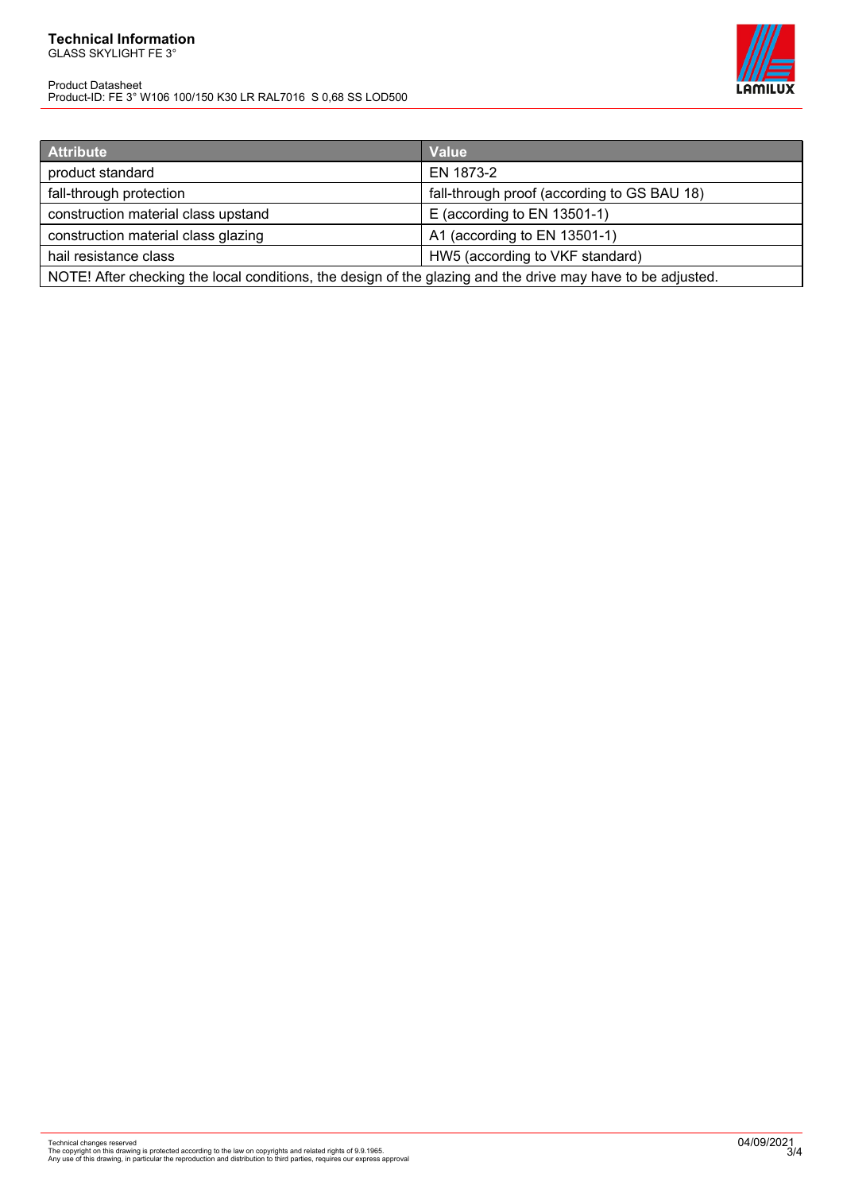| Attribute | Value |
|---|---|
| product standard | EN 1873-2 |
| fall-through protection | fall-through proof (according to GS BAU 18) |
| construction material class upstand | E (according to EN 13501-1) |
| construction material class glazing | A1 (according to EN 13501-1) |
| hail resistance class | HW5 (according to VKF standard) |
| NOTE! After checking the local conditions, the design of the glazing and the drive may have to be adjusted. | |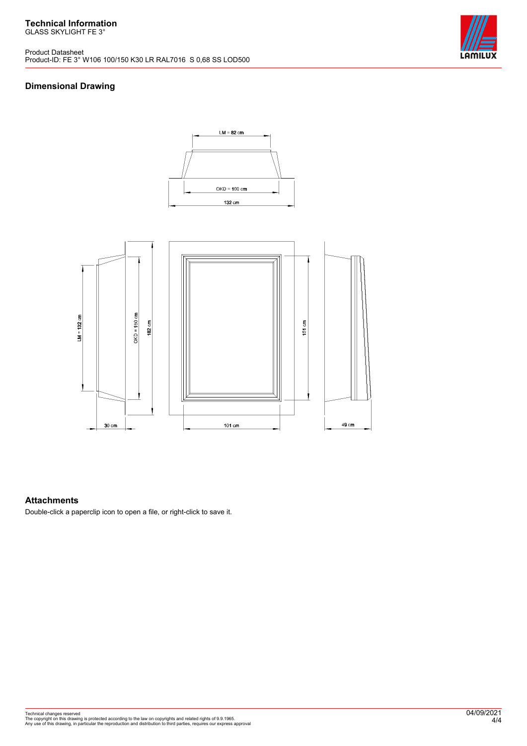# Technical Information
GLASS SKYLIGHT FE 3°

Product Datasheet
Product-ID: FE 3° W106 100/150 K30 LR RAL7016 S 0,68 SS LOD500

## Dimensional Drawing

LM = 82 cm

OKD = 100 cm

132 cm

LM = 132 cm

OKD = 150 cm

182 cm

151 cm

30 cm

101 cm

49 cm

## Attachments

Double-click a paperclip icon to open a file, or right-click to save it.

Technical changes reserved
The copyright on this drawing is protected according to the law on copyrights and related rights of 9.9.1965.
Any use of this drawing, in particular the reproduction and distribution to third parties, requires our express approval

04/09/2021